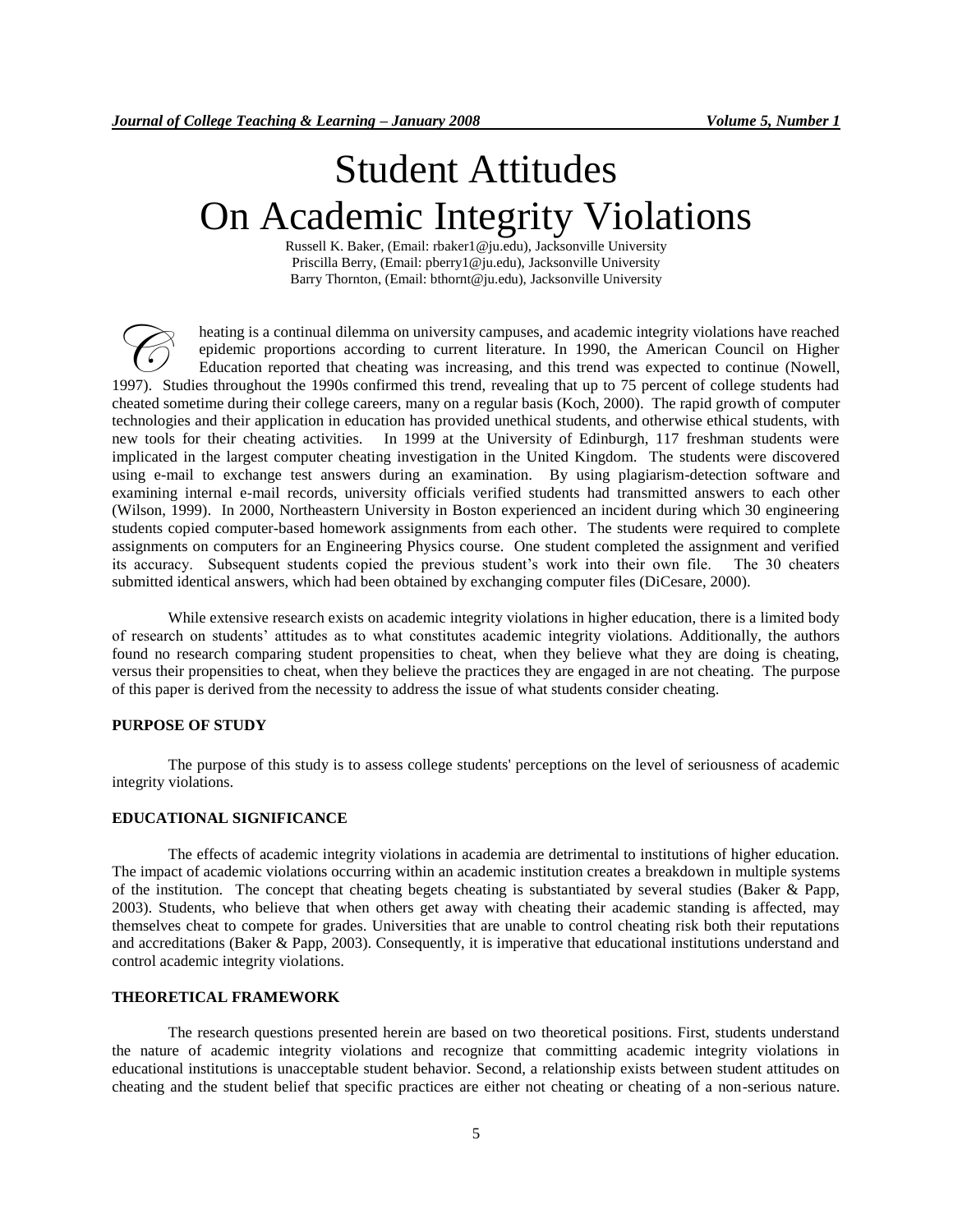# Student Attitudes On Academic Integrity Violations

Russell K. Baker, (Email: rbaker1@ju.edu), Jacksonville University
Priscilla Berry, (Email: pberry1@ju.edu), Jacksonville University
Barry Thornton, (Email: bthornt@ju.edu), Jacksonville University

Cheating is a continual dilemma on university campuses, and academic integrity violations have reached epidemic proportions according to current literature. In 1990, the American Council on Higher Education reported that cheating was increasing, and this trend was expected to continue (Nowell, 1997). Studies throughout the 1990s confirmed this trend, revealing that up to 75 percent of college students had cheated sometime during their college careers, many on a regular basis (Koch, 2000). The rapid growth of computer technologies and their application in education has provided unethical students, and otherwise ethical students, with new tools for their cheating activities. In 1999 at the University of Edinburgh, 117 freshman students were implicated in the largest computer cheating investigation in the United Kingdom. The students were discovered using e-mail to exchange test answers during an examination. By using plagiarism-detection software and examining internal e-mail records, university officials verified students had transmitted answers to each other (Wilson, 1999). In 2000, Northeastern University in Boston experienced an incident during which 30 engineering students copied computer-based homework assignments from each other. The students were required to complete assignments on computers for an Engineering Physics course. One student completed the assignment and verified its accuracy. Subsequent students copied the previous student's work into their own file. The 30 cheaters submitted identical answers, which had been obtained by exchanging computer files (DiCesare, 2000).

While extensive research exists on academic integrity violations in higher education, there is a limited body of research on students' attitudes as to what constitutes academic integrity violations. Additionally, the authors found no research comparing student propensities to cheat, when they believe what they are doing is cheating, versus their propensities to cheat, when they believe the practices they are engaged in are not cheating. The purpose of this paper is derived from the necessity to address the issue of what students consider cheating.

## PURPOSE OF STUDY

The purpose of this study is to assess college students' perceptions on the level of seriousness of academic integrity violations.

## EDUCATIONAL SIGNIFICANCE

The effects of academic integrity violations in academia are detrimental to institutions of higher education. The impact of academic violations occurring within an academic institution creates a breakdown in multiple systems of the institution. The concept that cheating begets cheating is substantiated by several studies (Baker & Papp, 2003). Students, who believe that when others get away with cheating their academic standing is affected, may themselves cheat to compete for grades. Universities that are unable to control cheating risk both their reputations and accreditations (Baker & Papp, 2003). Consequently, it is imperative that educational institutions understand and control academic integrity violations.

## THEORETICAL FRAMEWORK

The research questions presented herein are based on two theoretical positions. First, students understand the nature of academic integrity violations and recognize that committing academic integrity violations in educational institutions is unacceptable student behavior. Second, a relationship exists between student attitudes on cheating and the student belief that specific practices are either not cheating or cheating of a non-serious nature.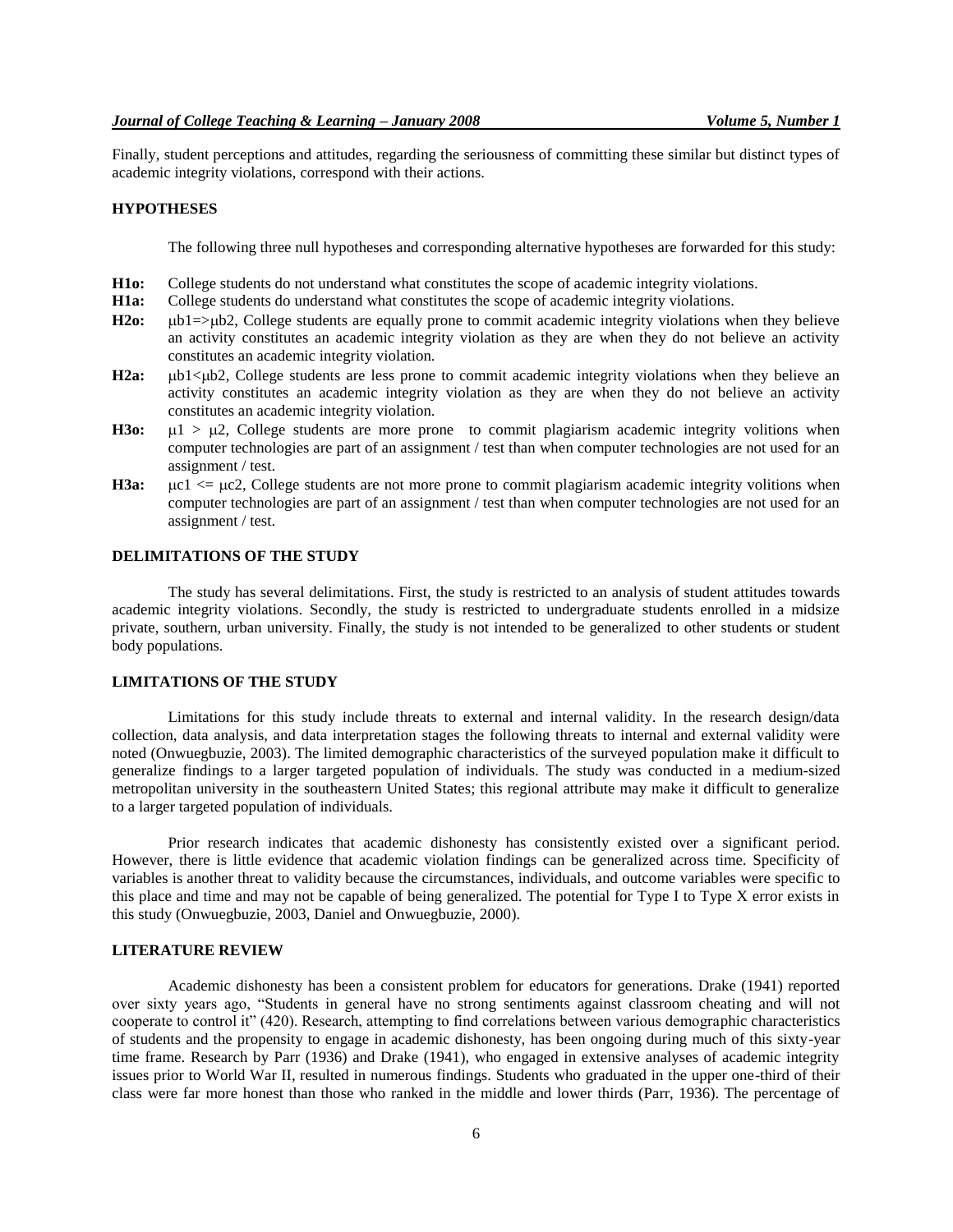Finally, student perceptions and attitudes, regarding the seriousness of committing these similar but distinct types of academic integrity violations, correspond with their actions.

## HYPOTHESES

The following three null hypotheses and corresponding alternative hypotheses are forwarded for this study:

**H1o:** College students do not understand what constitutes the scope of academic integrity violations.

**H1a:** College students do understand what constitutes the scope of academic integrity violations.

**H2o:** $\mu b1 => \mu b2$, College students are equally prone to commit academic integrity violations when they believe an activity constitutes an academic integrity violation as they are when they do not believe an activity constitutes an academic integrity violation.

**H2a:** $\mu b1 < \mu b2$, College students are less prone to commit academic integrity violations when they believe an activity constitutes an academic integrity violation as they are when they do not believe an activity constitutes an academic integrity violation.

**H3o:** $\mu 1 > \mu 2$, College students are more prone to commit plagiarism academic integrity volitions when computer technologies are part of an assignment / test than when computer technologies are not used for an assignment / test.

**H3a:** $\mu c1 <= \mu c2$, College students are not more prone to commit plagiarism academic integrity volitions when computer technologies are part of an assignment / test than when computer technologies are not used for an assignment / test.

## DELIMITATIONS OF THE STUDY

The study has several delimitations. First, the study is restricted to an analysis of student attitudes towards academic integrity violations. Secondly, the study is restricted to undergraduate students enrolled in a midsize private, southern, urban university. Finally, the study is not intended to be generalized to other students or student body populations.

## LIMITATIONS OF THE STUDY

Limitations for this study include threats to external and internal validity. In the research design/data collection, data analysis, and data interpretation stages the following threats to internal and external validity were noted (Onwuegbuzie, 2003). The limited demographic characteristics of the surveyed population make it difficult to generalize findings to a larger targeted population of individuals. The study was conducted in a medium-sized metropolitan university in the southeastern United States; this regional attribute may make it difficult to generalize to a larger targeted population of individuals.

Prior research indicates that academic dishonesty has consistently existed over a significant period. However, there is little evidence that academic violation findings can be generalized across time. Specificity of variables is another threat to validity because the circumstances, individuals, and outcome variables were specific to this place and time and may not be capable of being generalized. The potential for Type I to Type X error exists in this study (Onwuegbuzie, 2003, Daniel and Onwuegbuzie, 2000).

## LITERATURE REVIEW

Academic dishonesty has been a consistent problem for educators for generations. Drake (1941) reported over sixty years ago, "Students in general have no strong sentiments against classroom cheating and will not cooperate to control it" (420). Research, attempting to find correlations between various demographic characteristics of students and the propensity to engage in academic dishonesty, has been ongoing during much of this sixty-year time frame. Research by Parr (1936) and Drake (1941), who engaged in extensive analyses of academic integrity issues prior to World War II, resulted in numerous findings. Students who graduated in the upper one-third of their class were far more honest than those who ranked in the middle and lower thirds (Parr, 1936). The percentage of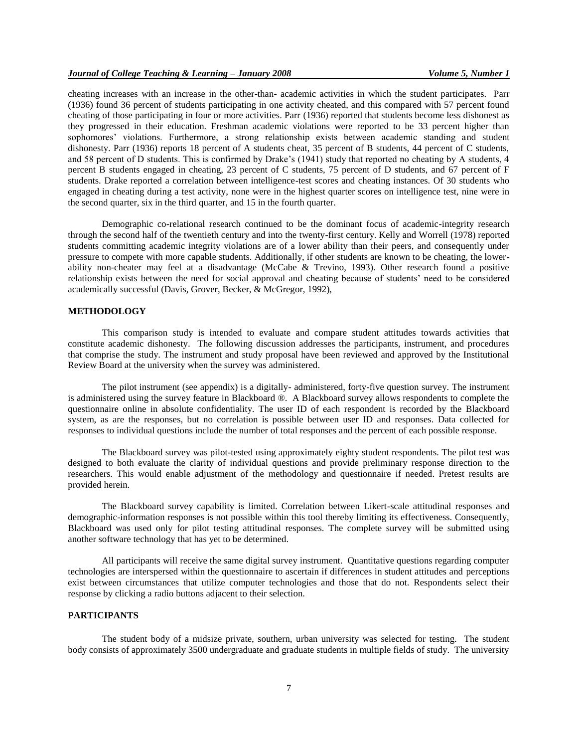cheating increases with an increase in the other-than- academic activities in which the student participates. Parr (1936) found 36 percent of students participating in one activity cheated, and this compared with 57 percent found cheating of those participating in four or more activities. Parr (1936) reported that students become less dishonest as they progressed in their education. Freshman academic violations were reported to be 33 percent higher than sophomores' violations. Furthermore, a strong relationship exists between academic standing and student dishonesty. Parr (1936) reports 18 percent of A students cheat, 35 percent of B students, 44 percent of C students, and 58 percent of D students. This is confirmed by Drake's (1941) study that reported no cheating by A students, 4 percent B students engaged in cheating, 23 percent of C students, 75 percent of D students, and 67 percent of F students. Drake reported a correlation between intelligence-test scores and cheating instances. Of 30 students who engaged in cheating during a test activity, none were in the highest quarter scores on intelligence test, nine were in the second quarter, six in the third quarter, and 15 in the fourth quarter.

Demographic co-relational research continued to be the dominant focus of academic-integrity research through the second half of the twentieth century and into the twenty-first century. Kelly and Worrell (1978) reported students committing academic integrity violations are of a lower ability than their peers, and consequently under pressure to compete with more capable students. Additionally, if other students are known to be cheating, the lower-ability non-cheater may feel at a disadvantage (McCabe & Trevino, 1993). Other research found a positive relationship exists between the need for social approval and cheating because of students' need to be considered academically successful (Davis, Grover, Becker, & McGregor, 1992),

## METHODOLOGY

This comparison study is intended to evaluate and compare student attitudes towards activities that constitute academic dishonesty. The following discussion addresses the participants, instrument, and procedures that comprise the study. The instrument and study proposal have been reviewed and approved by the Institutional Review Board at the university when the survey was administered.

The pilot instrument (see appendix) is a digitally- administered, forty-five question survey. The instrument is administered using the survey feature in Blackboard ®. A Blackboard survey allows respondents to complete the questionnaire online in absolute confidentiality. The user ID of each respondent is recorded by the Blackboard system, as are the responses, but no correlation is possible between user ID and responses. Data collected for responses to individual questions include the number of total responses and the percent of each possible response.

The Blackboard survey was pilot-tested using approximately eighty student respondents. The pilot test was designed to both evaluate the clarity of individual questions and provide preliminary response direction to the researchers. This would enable adjustment of the methodology and questionnaire if needed. Pretest results are provided herein.

The Blackboard survey capability is limited. Correlation between Likert-scale attitudinal responses and demographic-information responses is not possible within this tool thereby limiting its effectiveness. Consequently, Blackboard was used only for pilot testing attitudinal responses. The complete survey will be submitted using another software technology that has yet to be determined.

All participants will receive the same digital survey instrument. Quantitative questions regarding computer technologies are interspersed within the questionnaire to ascertain if differences in student attitudes and perceptions exist between circumstances that utilize computer technologies and those that do not. Respondents select their response by clicking a radio buttons adjacent to their selection.

## PARTICIPANTS

The student body of a midsize private, southern, urban university was selected for testing. The student body consists of approximately 3500 undergraduate and graduate students in multiple fields of study. The university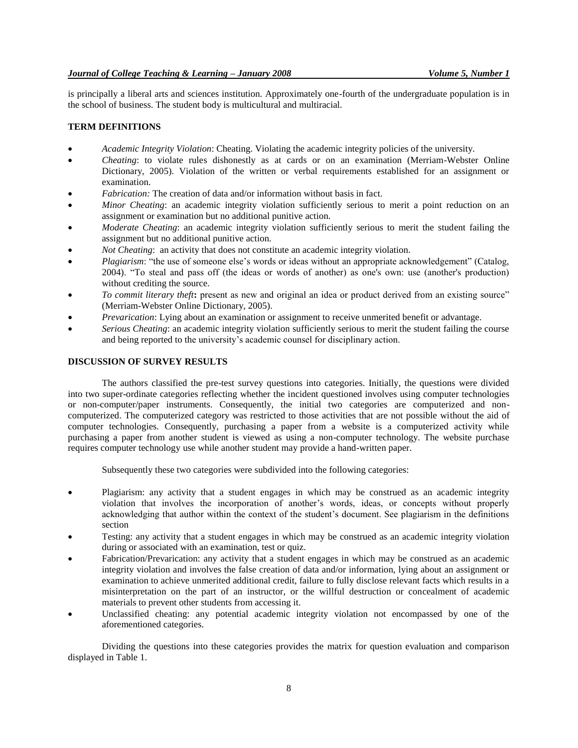is principally a liberal arts and sciences institution. Approximately one-fourth of the undergraduate population is in the school of business. The student body is multicultural and multiracial.

## TERM DEFINITIONS

- *Academic Integrity Violation*: Cheating. Violating the academic integrity policies of the university.
- *Cheating*: to violate rules dishonestly as at cards or on an examination (Merriam-Webster Online Dictionary, 2005). Violation of the written or verbal requirements established for an assignment or examination.
- *Fabrication:* The creation of data and/or information without basis in fact.
- *Minor Cheating*: an academic integrity violation sufficiently serious to merit a point reduction on an assignment or examination but no additional punitive action.
- *Moderate Cheating*: an academic integrity violation sufficiently serious to merit the student failing the assignment but no additional punitive action.
- *Not Cheating*: an activity that does not constitute an academic integrity violation.
- *Plagiarism*: "the use of someone else's words or ideas without an appropriate acknowledgement" (Catalog, 2004). "To steal and pass off (the ideas or words of another) as one's own: use (another's production) without crediting the source.
- *To commit literary theft***:** present as new and original an idea or product derived from an existing source" (Merriam-Webster Online Dictionary, 2005).
- *Prevarication*: Lying about an examination or assignment to receive unmerited benefit or advantage.
- *Serious Cheating*: an academic integrity violation sufficiently serious to merit the student failing the course and being reported to the university's academic counsel for disciplinary action.

## DISCUSSION OF SURVEY RESULTS

The authors classified the pre-test survey questions into categories. Initially, the questions were divided into two super-ordinate categories reflecting whether the incident questioned involves using computer technologies or non-computer/paper instruments. Consequently, the initial two categories are computerized and non-computerized. The computerized category was restricted to those activities that are not possible without the aid of computer technologies. Consequently, purchasing a paper from a website is a computerized activity while purchasing a paper from another student is viewed as using a non-computer technology. The website purchase requires computer technology use while another student may provide a hand-written paper.

Subsequently these two categories were subdivided into the following categories:

- Plagiarism: any activity that a student engages in which may be construed as an academic integrity violation that involves the incorporation of another's words, ideas, or concepts without properly acknowledging that author within the context of the student's document. See plagiarism in the definitions section
- Testing: any activity that a student engages in which may be construed as an academic integrity violation during or associated with an examination, test or quiz.
- Fabrication/Prevarication: any activity that a student engages in which may be construed as an academic integrity violation and involves the false creation of data and/or information, lying about an assignment or examination to achieve unmerited additional credit, failure to fully disclose relevant facts which results in a misinterpretation on the part of an instructor, or the willful destruction or concealment of academic materials to prevent other students from accessing it.
- Unclassified cheating: any potential academic integrity violation not encompassed by one of the aforementioned categories.

Dividing the questions into these categories provides the matrix for question evaluation and comparison displayed in Table 1.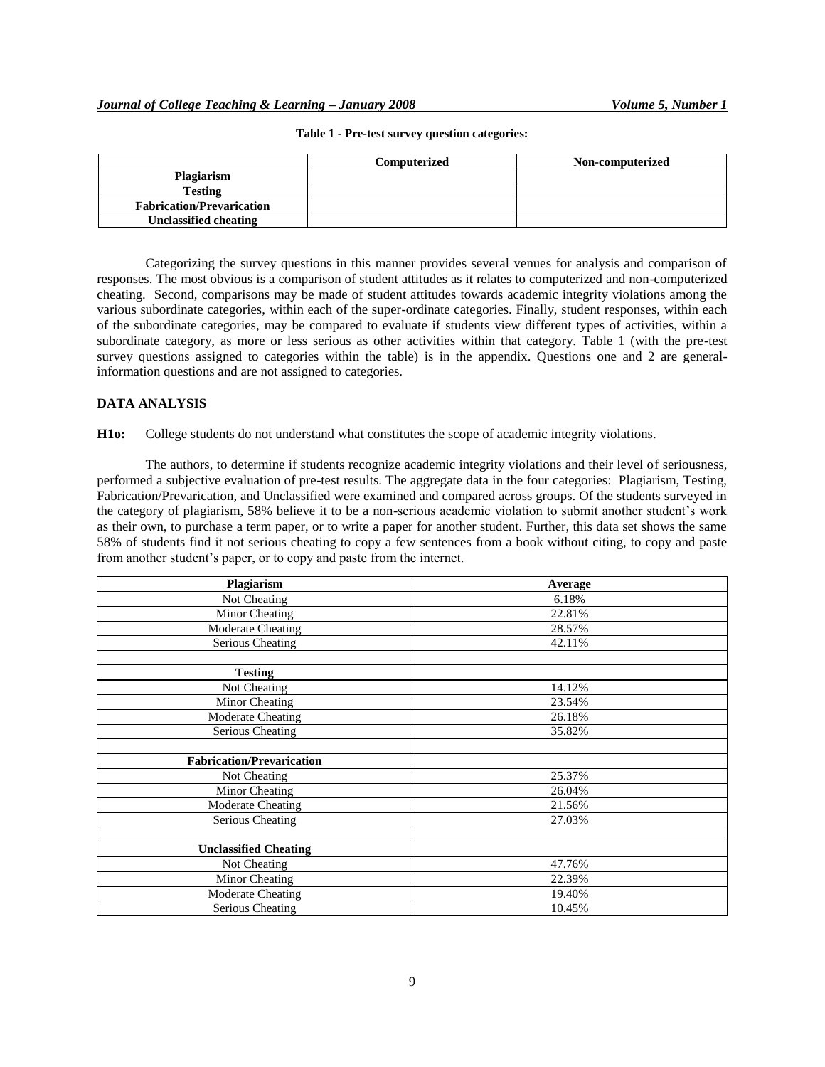**Table 1 - Pre-test survey question categories:**

| | Computerized | Non-computerized |
|---|---|---|
| **Plagiarism** | | |
| **Testing** | | |
| **Fabrication/Prevarication** | | |
| **Unclassified cheating** | | |

Categorizing the survey questions in this manner provides several venues for analysis and comparison of responses. The most obvious is a comparison of student attitudes as it relates to computerized and non-computerized cheating. Second, comparisons may be made of student attitudes towards academic integrity violations among the various subordinate categories, within each of the super-ordinate categories. Finally, student responses, within each of the subordinate categories, may be compared to evaluate if students view different types of activities, within a subordinate category, as more or less serious as other activities within that category. Table 1 (with the pre-test survey questions assigned to categories within the table) is in the appendix. Questions one and 2 are general-information questions and are not assigned to categories.

## DATA ANALYSIS

**H1o:** College students do not understand what constitutes the scope of academic integrity violations.

The authors, to determine if students recognize academic integrity violations and their level of seriousness, performed a subjective evaluation of pre-test results. The aggregate data in the four categories: Plagiarism, Testing, Fabrication/Prevarication, and Unclassified were examined and compared across groups. Of the students surveyed in the category of plagiarism, 58% believe it to be a non-serious academic violation to submit another student's work as their own, to purchase a term paper, or to write a paper for another student. Further, this data set shows the same 58% of students find it not serious cheating to copy a few sentences from a book without citing, to copy and paste from another student's paper, or to copy and paste from the internet.

| Plagiarism | Average |
|---|---|
| Not Cheating | 6.18% |
| Minor Cheating | 22.81% |
| Moderate Cheating | 28.57% |
| Serious Cheating | 42.11% |
| | |
| **Testing** | |
| Not Cheating | 14.12% |
| Minor Cheating | 23.54% |
| Moderate Cheating | 26.18% |
| Serious Cheating | 35.82% |
| | |
| **Fabrication/Prevarication** | |
| Not Cheating | 25.37% |
| Minor Cheating | 26.04% |
| Moderate Cheating | 21.56% |
| Serious Cheating | 27.03% |
| | |
| **Unclassified Cheating** | |
| Not Cheating | 47.76% |
| Minor Cheating | 22.39% |
| Moderate Cheating | 19.40% |
| Serious Cheating | 10.45% |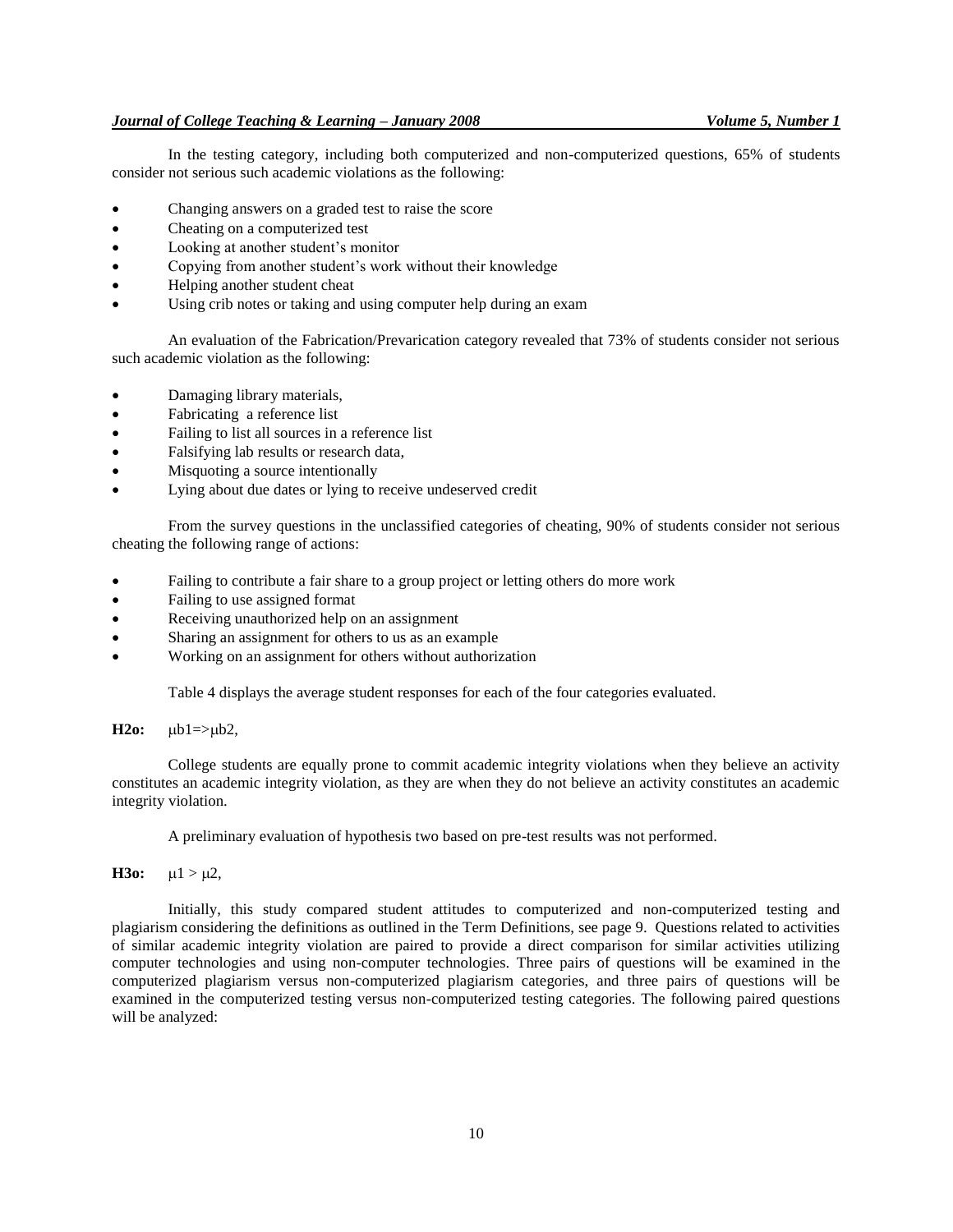In the testing category, including both computerized and non-computerized questions, 65% of students consider not serious such academic violations as the following:

- Changing answers on a graded test to raise the score
- Cheating on a computerized test
- Looking at another student's monitor
- Copying from another student's work without their knowledge
- Helping another student cheat
- Using crib notes or taking and using computer help during an exam

An evaluation of the Fabrication/Prevarication category revealed that 73% of students consider not serious such academic violation as the following:

- Damaging library materials,
- Fabricating a reference list
- Failing to list all sources in a reference list
- Falsifying lab results or research data,
- Misquoting a source intentionally
- Lying about due dates or lying to receive undeserved credit

From the survey questions in the unclassified categories of cheating, 90% of students consider not serious cheating the following range of actions:

- Failing to contribute a fair share to a group project or letting others do more work
- Failing to use assigned format
- Receiving unauthorized help on an assignment
- Sharing an assignment for others to us as an example
- Working on an assignment for others without authorization

Table 4 displays the average student responses for each of the four categories evaluated.

**H2o:** $\mu b1 => \mu b2$,

College students are equally prone to commit academic integrity violations when they believe an activity constitutes an academic integrity violation, as they are when they do not believe an activity constitutes an academic integrity violation.

A preliminary evaluation of hypothesis two based on pre-test results was not performed.

**H3o:** $\mu 1 > \mu 2$,

Initially, this study compared student attitudes to computerized and non-computerized testing and plagiarism considering the definitions as outlined in the Term Definitions, see page 9. Questions related to activities of similar academic integrity violation are paired to provide a direct comparison for similar activities utilizing computer technologies and using non-computer technologies. Three pairs of questions will be examined in the computerized plagiarism versus non-computerized plagiarism categories, and three pairs of questions will be examined in the computerized testing versus non-computerized testing categories. The following paired questions will be analyzed: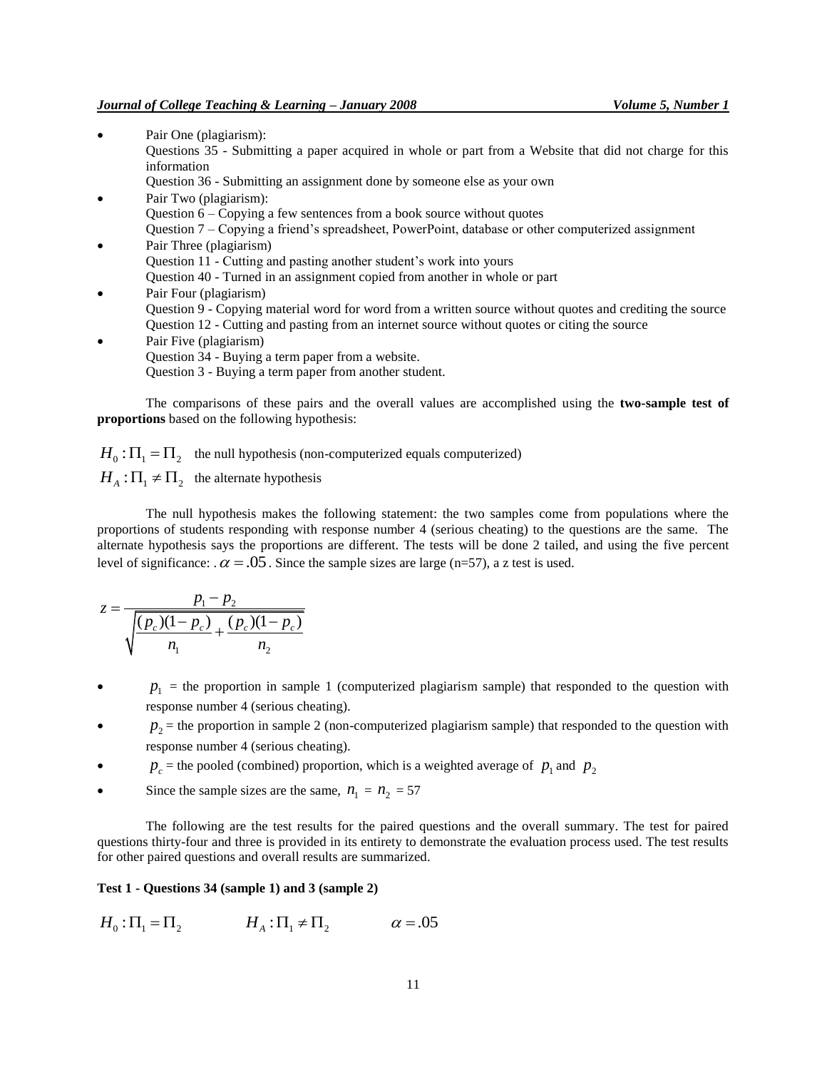- Pair One (plagiarism):
  Questions 35 - Submitting a paper acquired in whole or part from a Website that did not charge for this information
  Question 36 - Submitting an assignment done by someone else as your own
- Pair Two (plagiarism):
  Question 6 – Copying a few sentences from a book source without quotes
  Question 7 – Copying a friend's spreadsheet, PowerPoint, database or other computerized assignment
- Pair Three (plagiarism)
  Question 11 - Cutting and pasting another student's work into yours
  Question 40 - Turned in an assignment copied from another in whole or part
- Pair Four (plagiarism)
  Question 9 - Copying material word for word from a written source without quotes and crediting the source
  Question 12 - Cutting and pasting from an internet source without quotes or citing the source
- Pair Five (plagiarism)
  Question 34 - Buying a term paper from a website.
  Question 3 - Buying a term paper from another student.

The comparisons of these pairs and the overall values are accomplished using the **two-sample test of proportions** based on the following hypothesis:

$H_0 : \Pi_1 = \Pi_2$ the null hypothesis (non-computerized equals computerized)

$H_A : \Pi_1 \neq \Pi_2$ the alternate hypothesis

The null hypothesis makes the following statement: the two samples come from populations where the proportions of students responding with response number 4 (serious cheating) to the questions are the same. The alternate hypothesis says the proportions are different. The tests will be done 2 tailed, and using the five percent level of significance: . $\alpha = .05$ . Since the sample sizes are large (n=57), a z test is used.

$$z = \frac{p_1 - p_2}{\sqrt{\frac{(p_c)(1-p_c)}{n_1} + \frac{(p_c)(1-p_c)}{n_2}}}$$

- $p_1$ = the proportion in sample 1 (computerized plagiarism sample) that responded to the question with response number 4 (serious cheating).
- $p_2$ = the proportion in sample 2 (non-computerized plagiarism sample) that responded to the question with response number 4 (serious cheating).
- $p_c$ = the pooled (combined) proportion, which is a weighted average of $p_1$ and $p_2$
- Since the sample sizes are the same, $n_1$ = $n_2$ = 57

The following are the test results for the paired questions and the overall summary. The test for paired questions thirty-four and three is provided in its entirety to demonstrate the evaluation process used. The test results for other paired questions and overall results are summarized.

**Test 1 - Questions 34 (sample 1) and 3 (sample 2)**

$H_0 : \Pi_1 = \Pi_2$ $\quad$ $H_A : \Pi_1 \neq \Pi_2$ $\quad$ $\alpha = .05$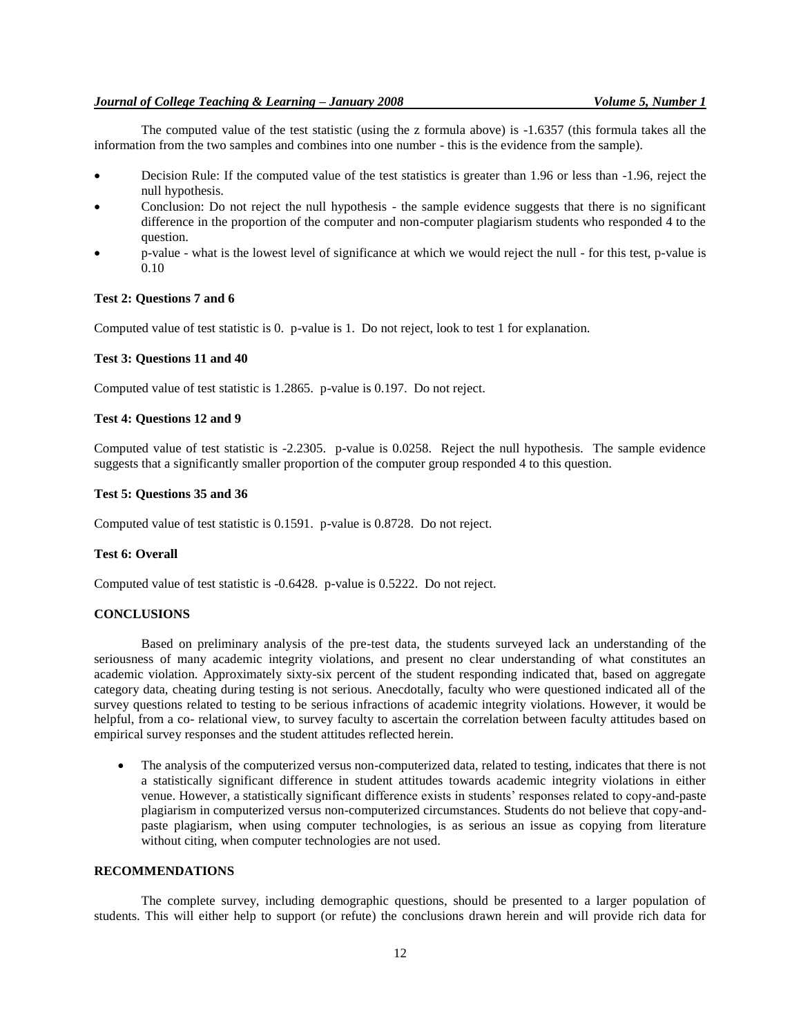The computed value of the test statistic (using the z formula above) is -1.6357 (this formula takes all the information from the two samples and combines into one number - this is the evidence from the sample).

- Decision Rule: If the computed value of the test statistics is greater than 1.96 or less than -1.96, reject the null hypothesis.
- Conclusion: Do not reject the null hypothesis - the sample evidence suggests that there is no significant difference in the proportion of the computer and non-computer plagiarism students who responded 4 to the question.
- p-value - what is the lowest level of significance at which we would reject the null - for this test, p-value is 0.10

**Test 2: Questions 7 and 6**

Computed value of test statistic is 0. p-value is 1. Do not reject, look to test 1 for explanation.

**Test 3: Questions 11 and 40**

Computed value of test statistic is 1.2865. p-value is 0.197. Do not reject.

**Test 4: Questions 12 and 9**

Computed value of test statistic is -2.2305. p-value is 0.0258. Reject the null hypothesis. The sample evidence suggests that a significantly smaller proportion of the computer group responded 4 to this question.

**Test 5: Questions 35 and 36**

Computed value of test statistic is 0.1591. p-value is 0.8728. Do not reject.

**Test 6: Overall**

Computed value of test statistic is -0.6428. p-value is 0.5222. Do not reject.

## CONCLUSIONS

Based on preliminary analysis of the pre-test data, the students surveyed lack an understanding of the seriousness of many academic integrity violations, and present no clear understanding of what constitutes an academic violation. Approximately sixty-six percent of the student responding indicated that, based on aggregate category data, cheating during testing is not serious. Anecdotally, faculty who were questioned indicated all of the survey questions related to testing to be serious infractions of academic integrity violations. However, it would be helpful, from a co- relational view, to survey faculty to ascertain the correlation between faculty attitudes based on empirical survey responses and the student attitudes reflected herein.

- The analysis of the computerized versus non-computerized data, related to testing, indicates that there is not a statistically significant difference in student attitudes towards academic integrity violations in either venue. However, a statistically significant difference exists in students' responses related to copy-and-paste plagiarism in computerized versus non-computerized circumstances. Students do not believe that copy-and-paste plagiarism, when using computer technologies, is as serious an issue as copying from literature without citing, when computer technologies are not used.

## RECOMMENDATIONS

The complete survey, including demographic questions, should be presented to a larger population of students. This will either help to support (or refute) the conclusions drawn herein and will provide rich data for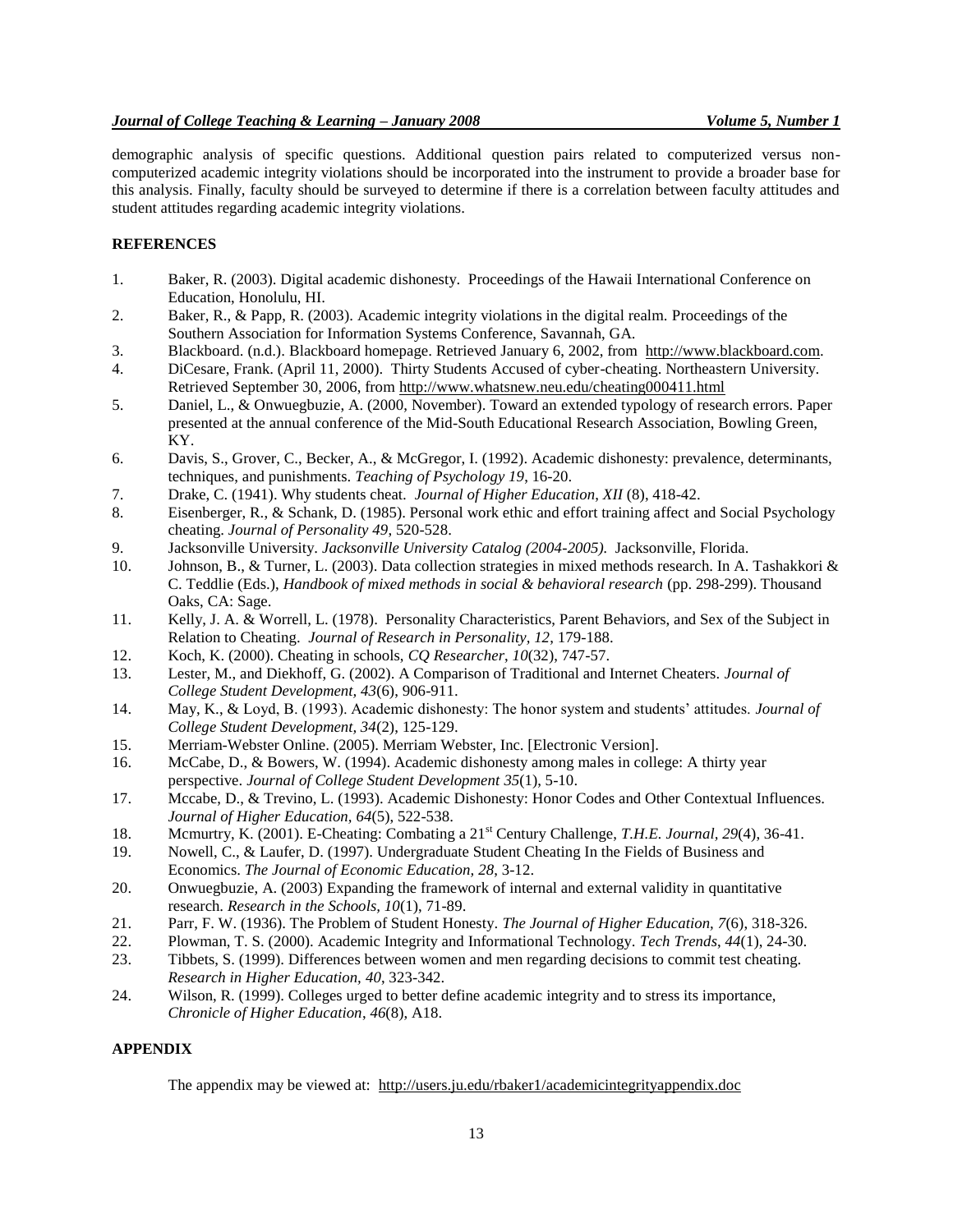demographic analysis of specific questions. Additional question pairs related to computerized versus non-computerized academic integrity violations should be incorporated into the instrument to provide a broader base for this analysis. Finally, faculty should be surveyed to determine if there is a correlation between faculty attitudes and student attitudes regarding academic integrity violations.

## REFERENCES

1. Baker, R. (2003). Digital academic dishonesty. Proceedings of the Hawaii International Conference on Education, Honolulu, HI.
2. Baker, R., & Papp, R. (2003). Academic integrity violations in the digital realm. Proceedings of the Southern Association for Information Systems Conference, Savannah, GA.
3. Blackboard. (n.d.). Blackboard homepage. Retrieved January 6, 2002, from http://www.blackboard.com.
4. DiCesare, Frank. (April 11, 2000). Thirty Students Accused of cyber-cheating. Northeastern University. Retrieved September 30, 2006, from http://www.whatsnew.neu.edu/cheating000411.html
5. Daniel, L., & Onwuegbuzie, A. (2000, November). Toward an extended typology of research errors. Paper presented at the annual conference of the Mid-South Educational Research Association, Bowling Green, KY.
6. Davis, S., Grover, C., Becker, A., & McGregor, I. (1992). Academic dishonesty: prevalence, determinants, techniques, and punishments. *Teaching of Psychology 19*, 16-20.
7. Drake, C. (1941). Why students cheat. *Journal of Higher Education*, *XII* (8), 418-42.
8. Eisenberger, R., & Schank, D. (1985). Personal work ethic and effort training affect and Social Psychology cheating. *Journal of Personality 49*, 520-528.
9. Jacksonville University. *Jacksonville University Catalog (2004-2005).* Jacksonville, Florida.
10. Johnson, B., & Turner, L. (2003). Data collection strategies in mixed methods research. In A. Tashakkori & C. Teddlie (Eds.), *Handbook of mixed methods in social & behavioral research* (pp. 298-299). Thousand Oaks, CA: Sage.
11. Kelly, J. A. & Worrell, L. (1978). Personality Characteristics, Parent Behaviors, and Sex of the Subject in Relation to Cheating. *Journal of Research in Personality*, *12*, 179-188.
12. Koch, K. (2000). Cheating in schools, *CQ Researcher*, *10*(32), 747-57.
13. Lester, M., and Diekhoff, G. (2002). A Comparison of Traditional and Internet Cheaters. *Journal of College Student Development, 43*(6), 906-911.
14. May, K., & Loyd, B. (1993). Academic dishonesty: The honor system and students' attitudes. *Journal of College Student Development, 34*(2), 125-129.
15. Merriam-Webster Online. (2005). Merriam Webster, Inc. [Electronic Version].
16. McCabe, D., & Bowers, W. (1994). Academic dishonesty among males in college: A thirty year perspective. *Journal of College Student Development 35*(1), 5-10.
17. Mccabe, D., & Trevino, L. (1993). Academic Dishonesty: Honor Codes and Other Contextual Influences. *Journal of Higher Education, 64*(5), 522-538.
18. Mcmurtry, K. (2001). E-Cheating: Combating a 21st Century Challenge, *T.H.E. Journal, 29*(4), 36-41.
19. Nowell, C., & Laufer, D. (1997). Undergraduate Student Cheating In the Fields of Business and Economics. *The Journal of Economic Education, 28*, 3-12.
20. Onwuegbuzie, A. (2003) Expanding the framework of internal and external validity in quantitative research. *Research in the Schools, 10*(1), 71-89.
21. Parr, F. W. (1936). The Problem of Student Honesty. *The Journal of Higher Education, 7*(6), 318-326.
22. Plowman, T. S. (2000). Academic Integrity and Informational Technology. *Tech Trends*, *44*(1), 24-30.
23. Tibbets, S. (1999). Differences between women and men regarding decisions to commit test cheating. *Research in Higher Education, 40*, 323-342.
24. Wilson, R. (1999). Colleges urged to better define academic integrity and to stress its importance, *Chronicle of Higher Education*, *46*(8), A18.

## APPENDIX

The appendix may be viewed at: http://users.ju.edu/rbaker1/academicintegrityappendix.doc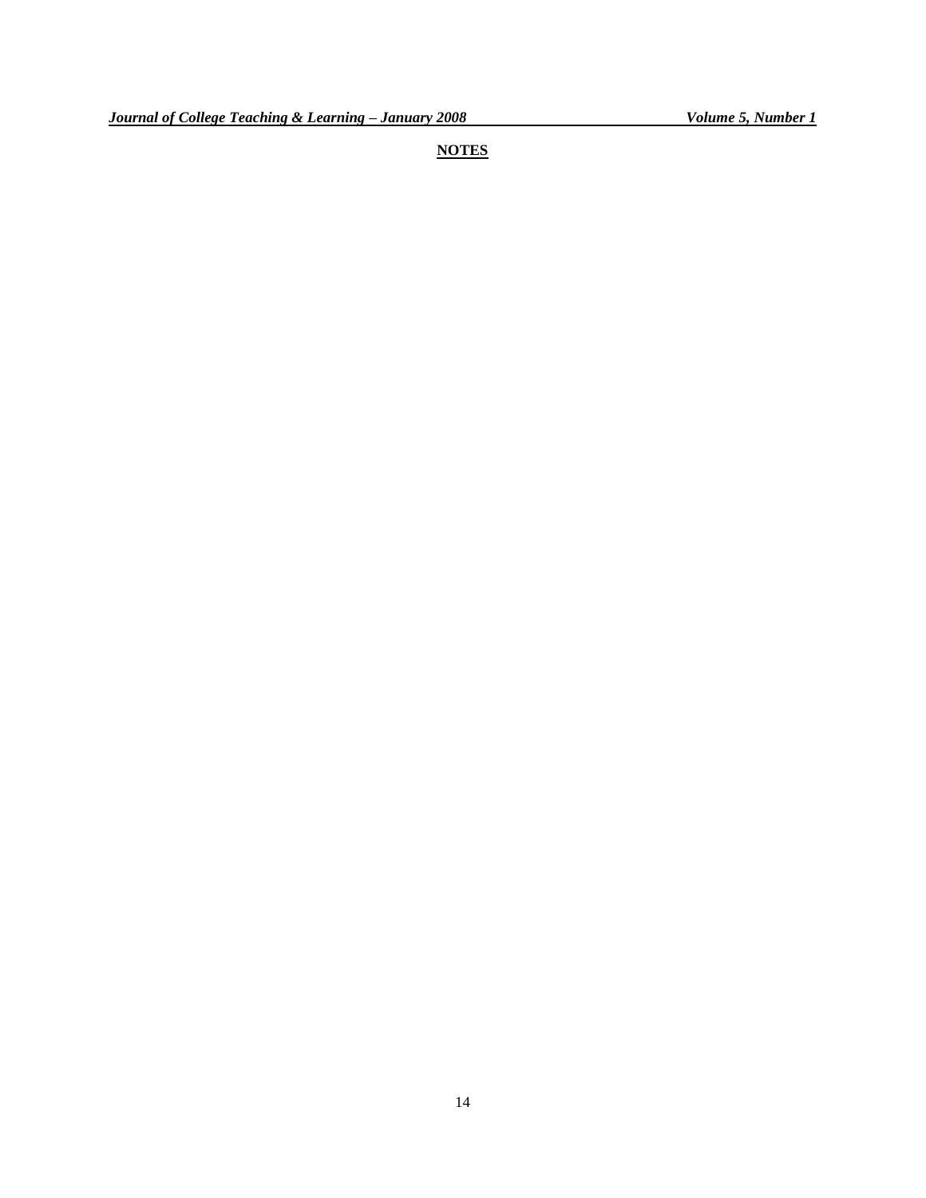**NOTES**